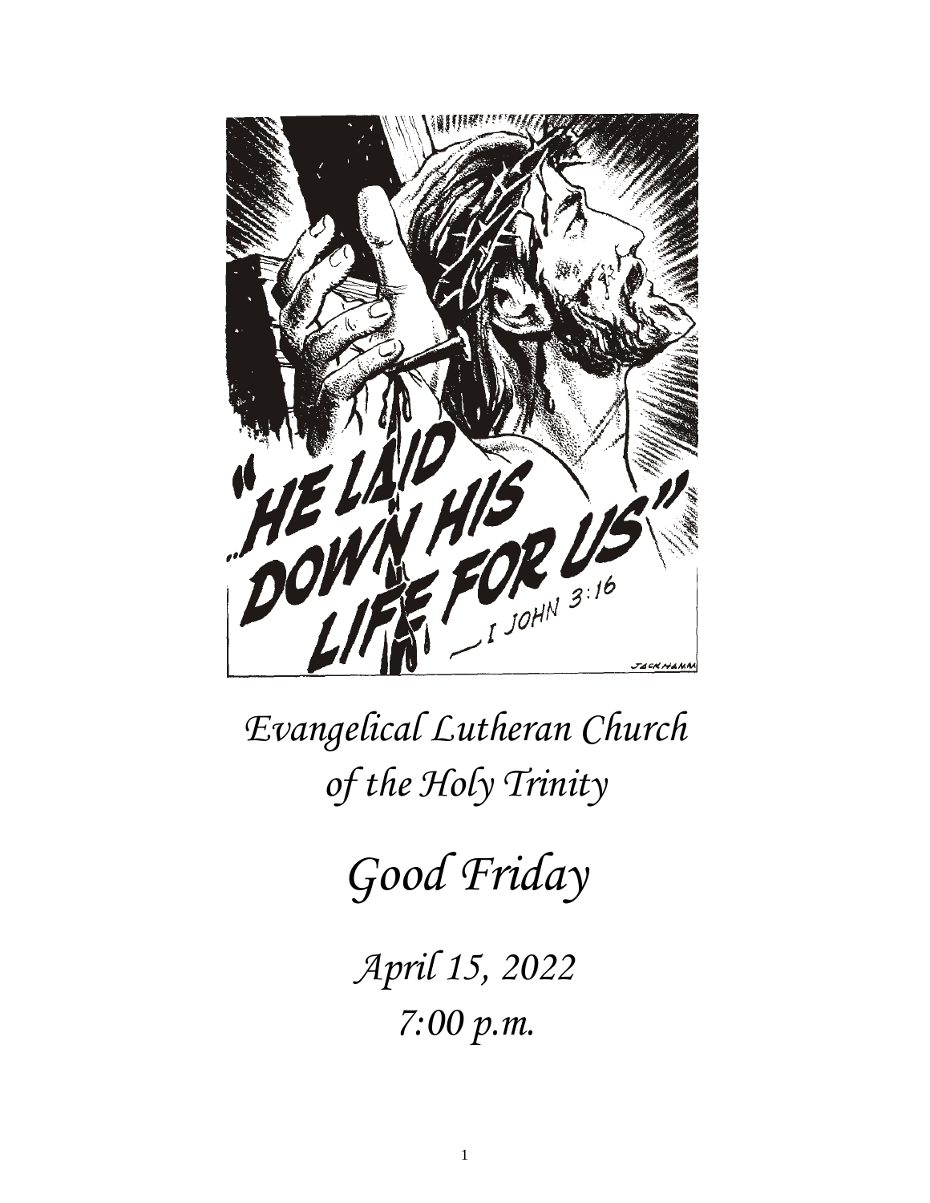*Evangelical Lutheran Church of the Holy Trinity*

# *Good Friday*

*April 15, 2022*
*7:00 p.m.*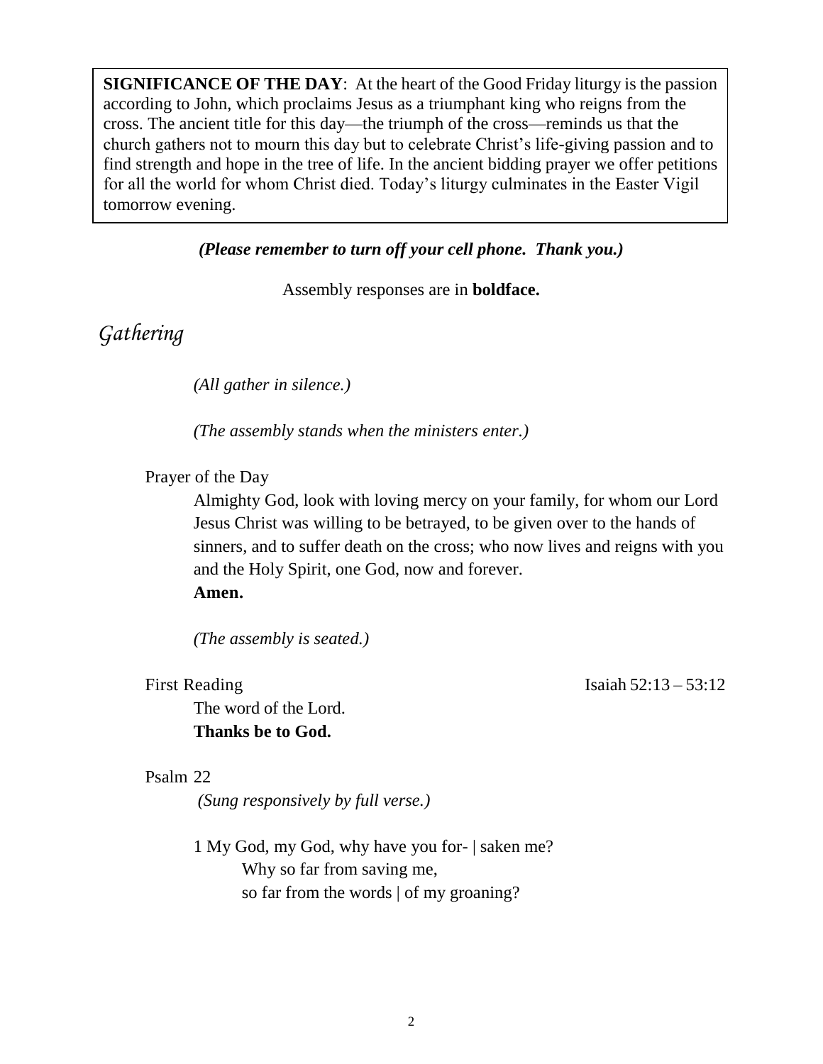**SIGNIFICANCE OF THE DAY**: At the heart of the Good Friday liturgy is the passion according to John, which proclaims Jesus as a triumphant king who reigns from the cross. The ancient title for this day—the triumph of the cross—reminds us that the church gathers not to mourn this day but to celebrate Christ's life-giving passion and to find strength and hope in the tree of life. In the ancient bidding prayer we offer petitions for all the world for whom Christ died. Today's liturgy culminates in the Easter Vigil tomorrow evening.

***(Please remember to turn off your cell phone. Thank you.)***

Assembly responses are in **boldface.**

## *Gathering*

*(All gather in silence.)*

*(The assembly stands when the ministers enter.)*

Prayer of the Day

Almighty God, look with loving mercy on your family, for whom our Lord Jesus Christ was willing to be betrayed, to be given over to the hands of sinners, and to suffer death on the cross; who now lives and reigns with you and the Holy Spirit, one God, now and forever.
**Amen.**

*(The assembly is seated.)*

First Reading — Isaiah 52:13 – 53:12

The word of the Lord.
**Thanks be to God.**

Psalm 22

*(Sung responsively by full verse.)*

1 My God, my God, why have you for- | saken me?
Why so far from saving me,
so far from the words | of my groaning?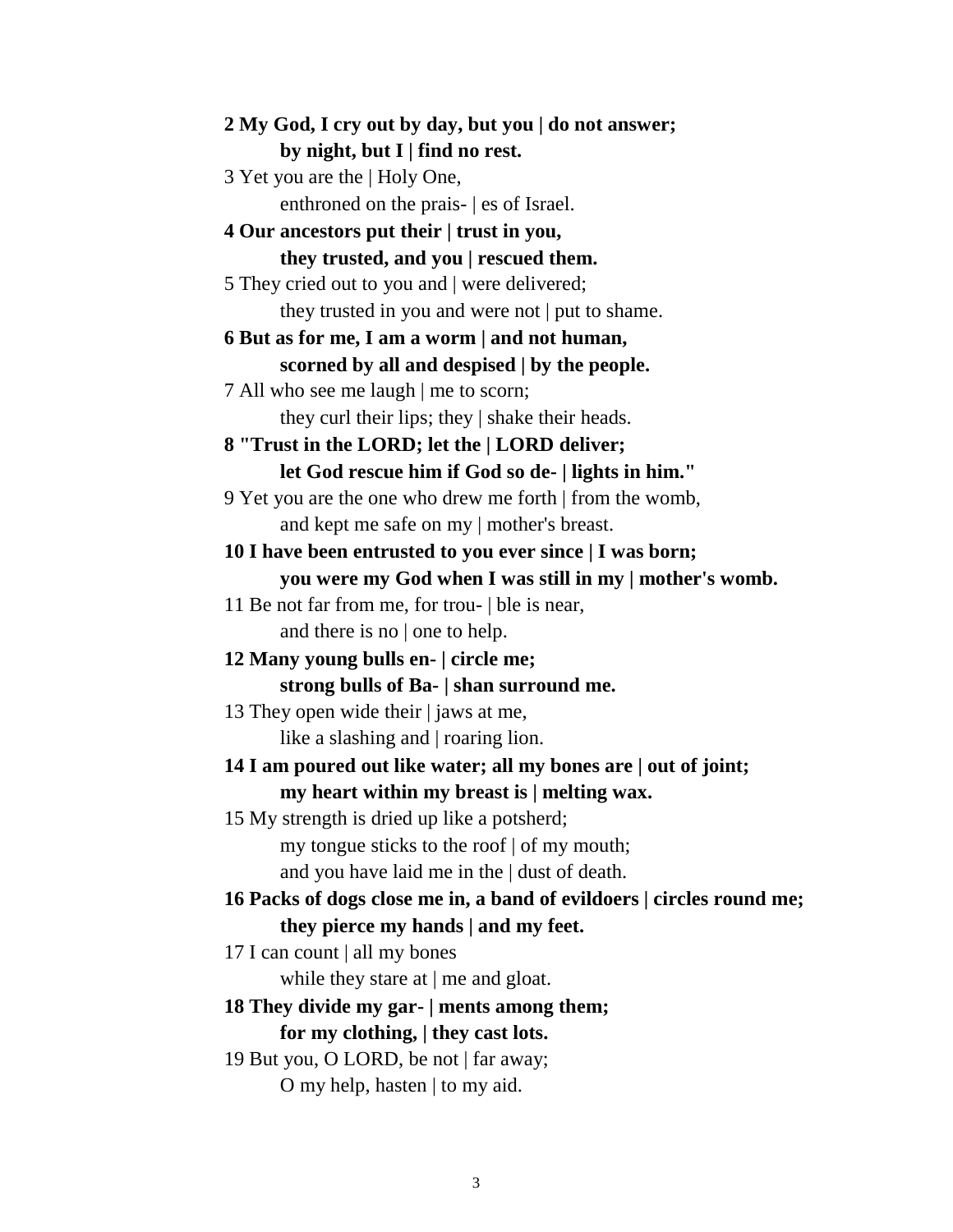**2 My God, I cry out by day, but you | do not answer;**
**by night, but I | find no rest.**

3 Yet you are the | Holy One,
enthroned on the prais- | es of Israel.

**4 Our ancestors put their | trust in you,**
**they trusted, and you | rescued them.**

5 They cried out to you and | were delivered;
they trusted in you and were not | put to shame.

**6 But as for me, I am a worm | and not human,**
**scorned by all and despised | by the people.**

7 All who see me laugh | me to scorn;
they curl their lips; they | shake their heads.

**8 "Trust in the LORD; let the | LORD deliver;**
**let God rescue him if God so de- | lights in him."**

9 Yet you are the one who drew me forth | from the womb,
and kept me safe on my | mother's breast.

**10 I have been entrusted to you ever since | I was born;**
**you were my God when I was still in my | mother's womb.**

11 Be not far from me, for trou- | ble is near,
and there is no | one to help.

**12 Many young bulls en- | circle me;**
**strong bulls of Ba- | shan surround me.**

13 They open wide their | jaws at me,
like a slashing and | roaring lion.

**14 I am poured out like water; all my bones are | out of joint;**
**my heart within my breast is | melting wax.**

15 My strength is dried up like a potsherd;
my tongue sticks to the roof | of my mouth;
and you have laid me in the | dust of death.

**16 Packs of dogs close me in, a band of evildoers | circles round me;**
**they pierce my hands | and my feet.**

17 I can count | all my bones
while they stare at | me and gloat.

**18 They divide my gar- | ments among them;**
**for my clothing, | they cast lots.**

19 But you, O LORD, be not | far away;
O my help, hasten | to my aid.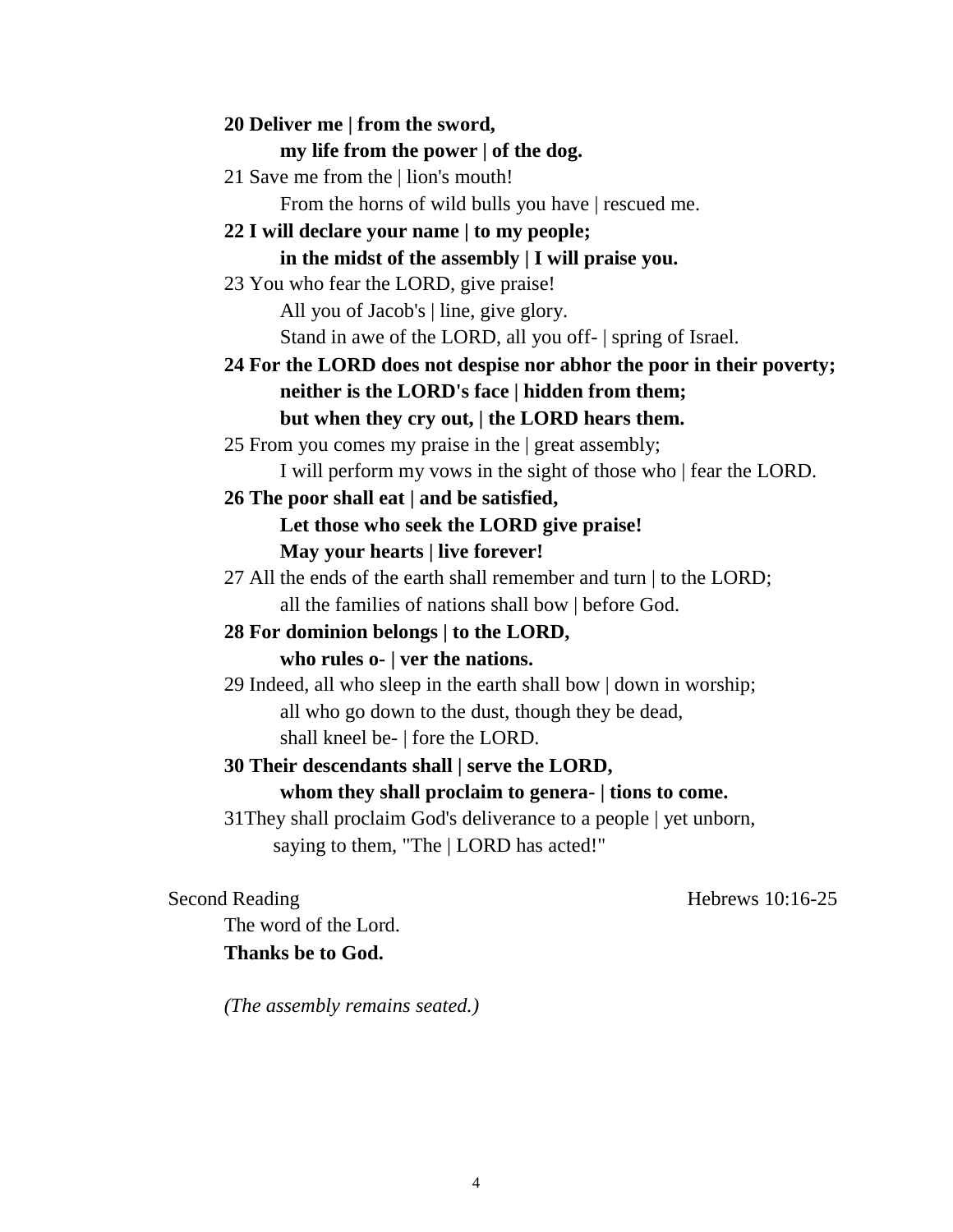**20 Deliver me | from the sword,**
**my life from the power | of the dog.**

21 Save me from the | lion's mouth!
From the horns of wild bulls you have | rescued me.

**22 I will declare your name | to my people;**
**in the midst of the assembly | I will praise you.**

23 You who fear the LORD, give praise!
All you of Jacob's | line, give glory.
Stand in awe of the LORD, all you off- | spring of Israel.

**24 For the LORD does not despise nor abhor the poor in their poverty;**
**neither is the LORD's face | hidden from them;**
**but when they cry out, | the LORD hears them.**

25 From you comes my praise in the | great assembly;
I will perform my vows in the sight of those who | fear the LORD.

**26 The poor shall eat | and be satisfied,**
**Let those who seek the LORD give praise!**
**May your hearts | live forever!**

27 All the ends of the earth shall remember and turn | to the LORD;
all the families of nations shall bow | before God.

**28 For dominion belongs | to the LORD,**
**who rules o- | ver the nations.**

29 Indeed, all who sleep in the earth shall bow | down in worship;
all who go down to the dust, though they be dead,
shall kneel be- | fore the LORD.

**30 Their descendants shall | serve the LORD,**
**whom they shall proclaim to genera- | tions to come.**

31They shall proclaim God's deliverance to a people | yet unborn,
saying to them, "The | LORD has acted!"

Second Reading Hebrews 10:16-25

The word of the Lord.
**Thanks be to God.**

*(The assembly remains seated.)*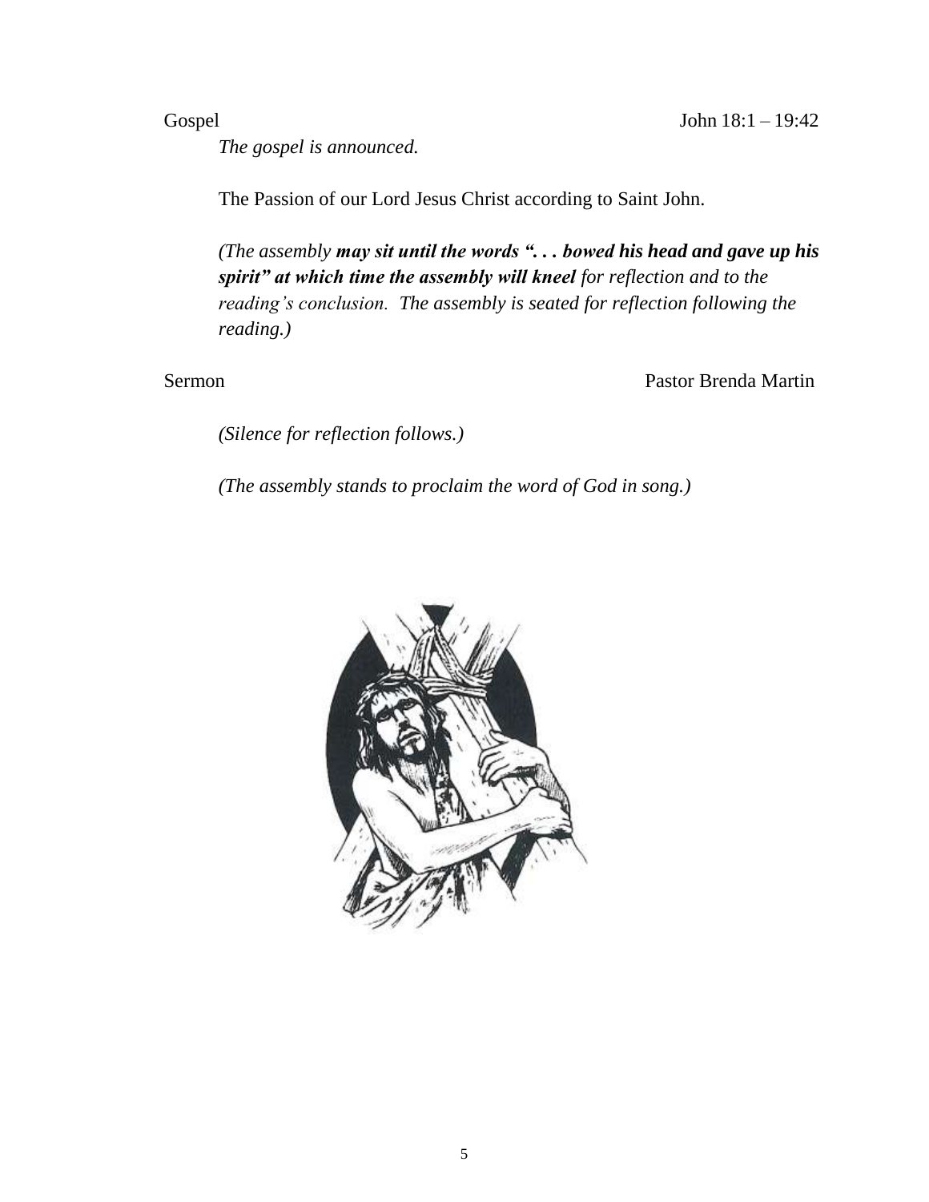Gospel John 18:1 – 19:42

*The gospel is announced.*

The Passion of our Lord Jesus Christ according to Saint John.

*(The assembly **may sit until the words ". . . bowed his head and gave up his spirit" at which time the assembly will kneel** for reflection and to the reading's conclusion. The assembly is seated for reflection following the reading.)*

Sermon Pastor Brenda Martin

*(Silence for reflection follows.)*

*(The assembly stands to proclaim the word of God in song.)*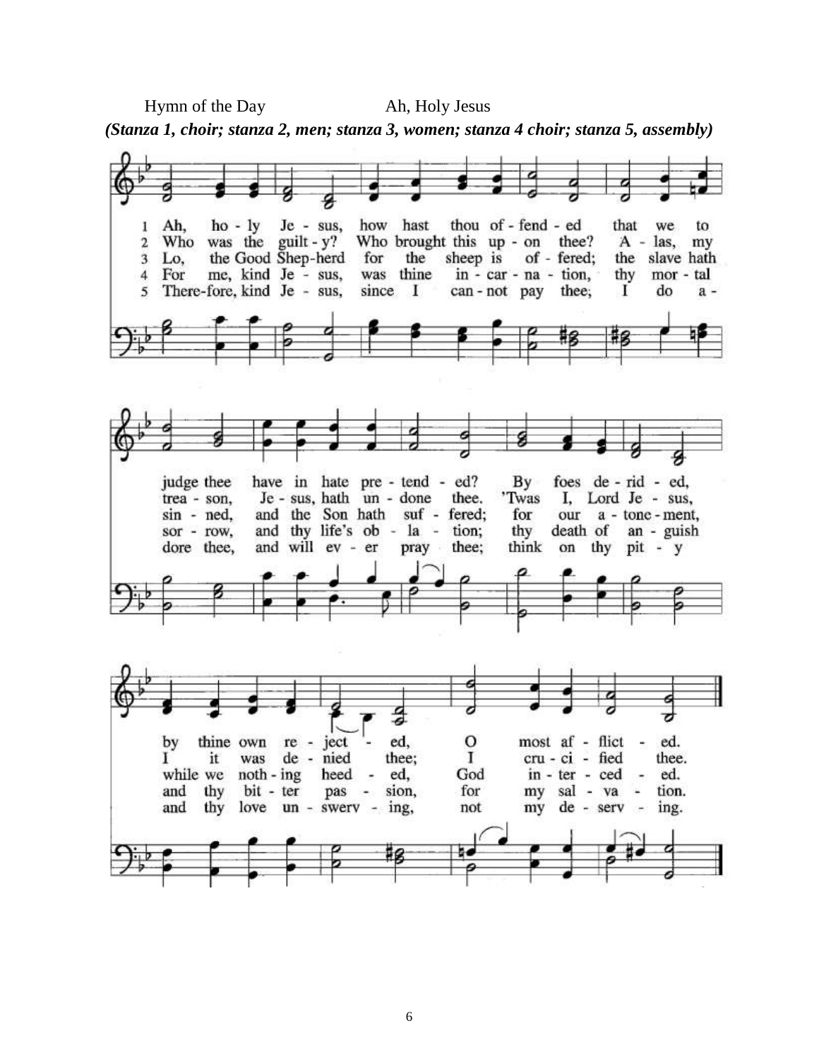Hymn of the Day Ah, Holy Jesus

***(Stanza 1, choir; stanza 2, men; stanza 3, women; stanza 4 choir; stanza 5, assembly)***

1 Ah, holy Jesus, how hast thou offended that we to judge thee have in hate pretended? By foes derided, by thine own rejected, O most afflicted.

2 Who was the guilty? Who brought this upon thee? Alas, my treason, Jesus, hath undone thee. 'Twas I, Lord Jesus, I it was denied thee; I crucified thee.

3 Lo, the Good Shepherd for the sheep is offered; the slave hath sinned, and the Son hath suffered; for our atonement, while we nothing heeded, God interceded.

4 For me, kind Jesus, was thine incarnation, thy mortal sorrow, and thy life's oblation; thy death of anguish and thy bitter passion, for my salvation.

5 Therefore, kind Jesus, since I cannot pay thee, I do adore thee, and will ever pray thee; think on thy pity and thy love unswerving, not my deserving.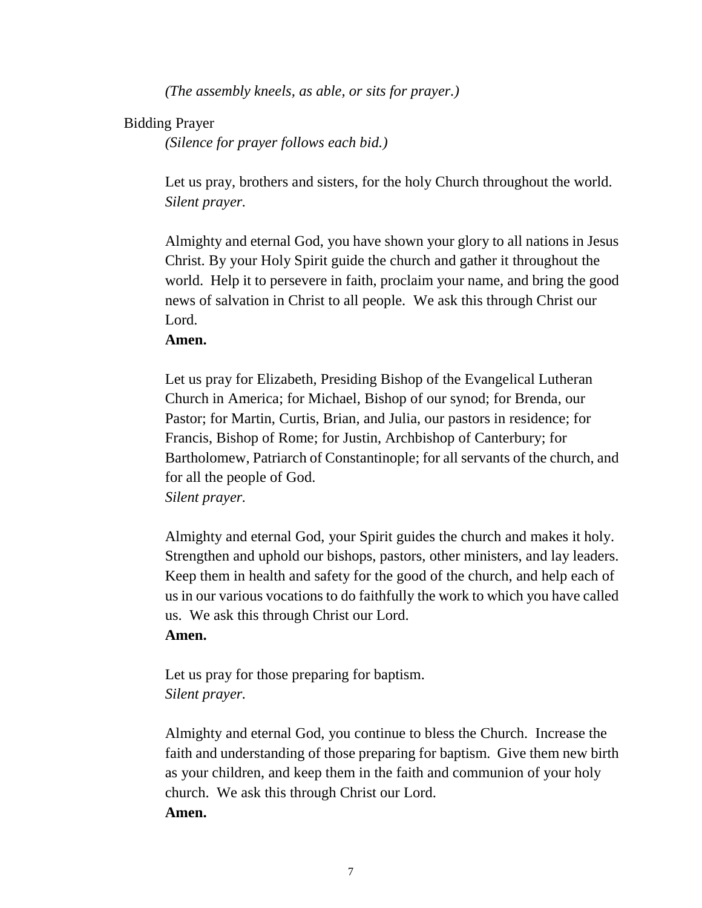*(The assembly kneels, as able, or sits for prayer.)*

Bidding Prayer

*(Silence for prayer follows each bid.)*

Let us pray, brothers and sisters, for the holy Church throughout the world.
*Silent prayer.*

Almighty and eternal God, you have shown your glory to all nations in Jesus Christ. By your Holy Spirit guide the church and gather it throughout the world. Help it to persevere in faith, proclaim your name, and bring the good news of salvation in Christ to all people. We ask this through Christ our Lord.
**Amen.**

Let us pray for Elizabeth, Presiding Bishop of the Evangelical Lutheran Church in America; for Michael, Bishop of our synod; for Brenda, our Pastor; for Martin, Curtis, Brian, and Julia, our pastors in residence; for Francis, Bishop of Rome; for Justin, Archbishop of Canterbury; for Bartholomew, Patriarch of Constantinople; for all servants of the church, and for all the people of God.
*Silent prayer.*

Almighty and eternal God, your Spirit guides the church and makes it holy. Strengthen and uphold our bishops, pastors, other ministers, and lay leaders. Keep them in health and safety for the good of the church, and help each of us in our various vocations to do faithfully the work to which you have called us. We ask this through Christ our Lord.
**Amen.**

Let us pray for those preparing for baptism.
*Silent prayer.*

Almighty and eternal God, you continue to bless the Church. Increase the faith and understanding of those preparing for baptism. Give them new birth as your children, and keep them in the faith and communion of your holy church. We ask this through Christ our Lord.
**Amen.**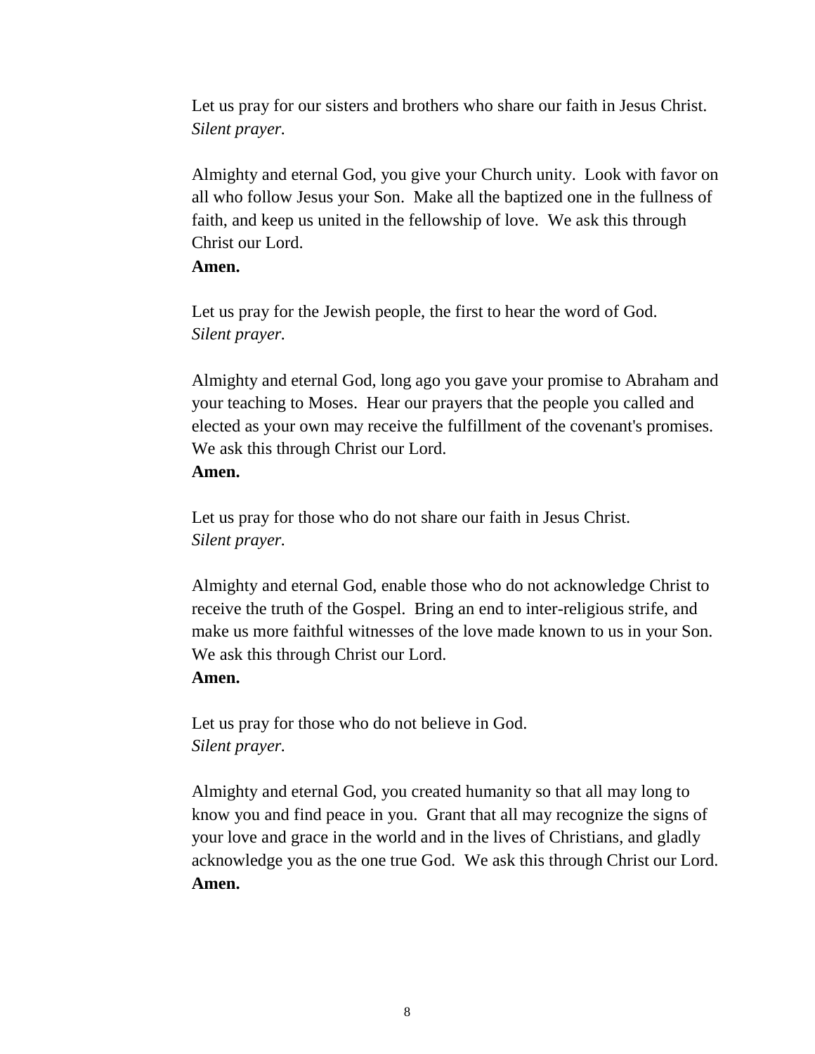Let us pray for our sisters and brothers who share our faith in Jesus Christ.
*Silent prayer.*

Almighty and eternal God, you give your Church unity. Look with favor on all who follow Jesus your Son. Make all the baptized one in the fullness of faith, and keep us united in the fellowship of love. We ask this through Christ our Lord.
**Amen.**

Let us pray for the Jewish people, the first to hear the word of God.
*Silent prayer.*

Almighty and eternal God, long ago you gave your promise to Abraham and your teaching to Moses. Hear our prayers that the people you called and elected as your own may receive the fulfillment of the covenant's promises. We ask this through Christ our Lord.
**Amen.**

Let us pray for those who do not share our faith in Jesus Christ.
*Silent prayer.*

Almighty and eternal God, enable those who do not acknowledge Christ to receive the truth of the Gospel. Bring an end to inter-religious strife, and make us more faithful witnesses of the love made known to us in your Son. We ask this through Christ our Lord.
**Amen.**

Let us pray for those who do not believe in God.
*Silent prayer.*

Almighty and eternal God, you created humanity so that all may long to know you and find peace in you. Grant that all may recognize the signs of your love and grace in the world and in the lives of Christians, and gladly acknowledge you as the one true God. We ask this through Christ our Lord.
**Amen.**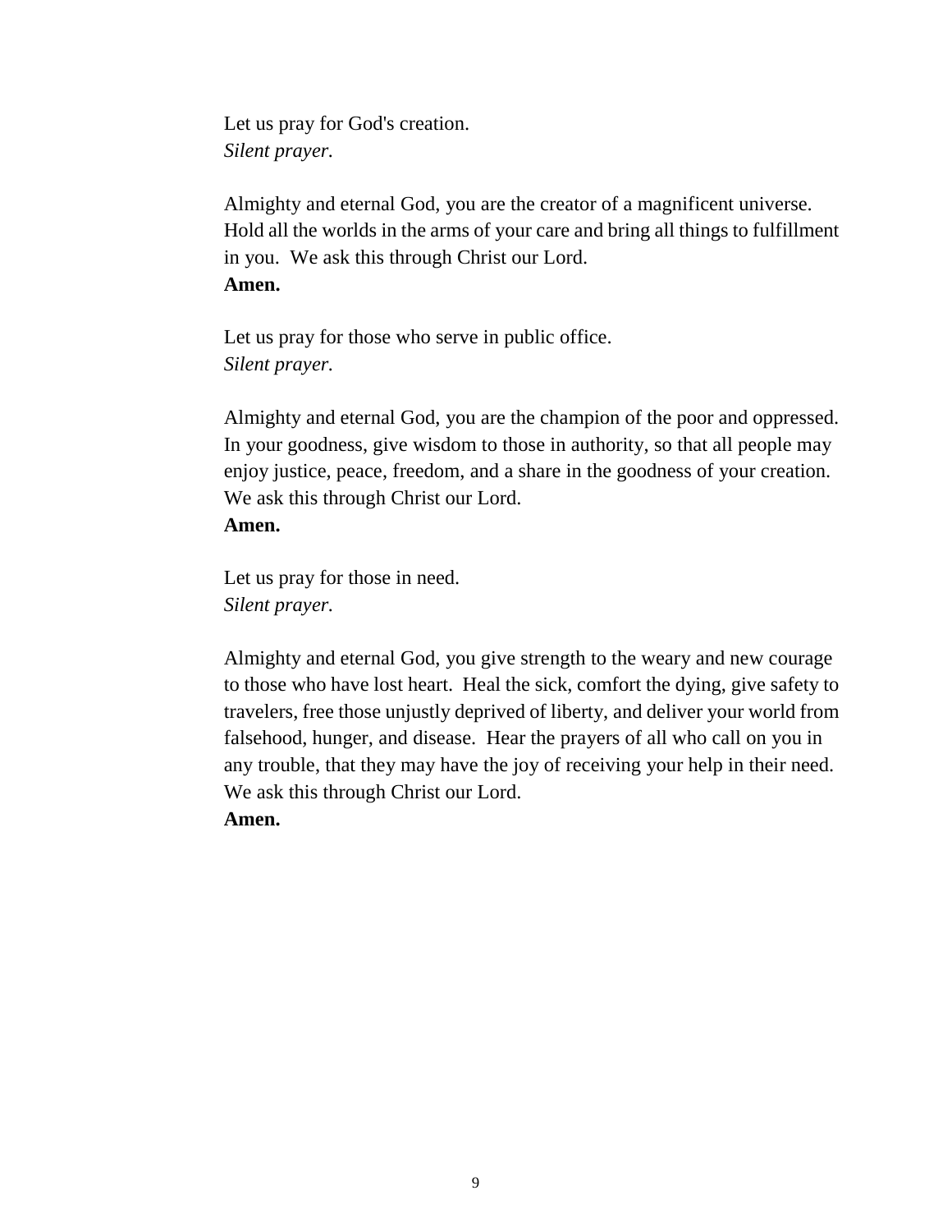Let us pray for God's creation.
*Silent prayer.*

Almighty and eternal God, you are the creator of a magnificent universe. Hold all the worlds in the arms of your care and bring all things to fulfillment in you. We ask this through Christ our Lord.
**Amen.**

Let us pray for those who serve in public office.
*Silent prayer.*

Almighty and eternal God, you are the champion of the poor and oppressed. In your goodness, give wisdom to those in authority, so that all people may enjoy justice, peace, freedom, and a share in the goodness of your creation. We ask this through Christ our Lord.
**Amen.**

Let us pray for those in need.
*Silent prayer.*

Almighty and eternal God, you give strength to the weary and new courage to those who have lost heart. Heal the sick, comfort the dying, give safety to travelers, free those unjustly deprived of liberty, and deliver your world from falsehood, hunger, and disease. Hear the prayers of all who call on you in any trouble, that they may have the joy of receiving your help in their need. We ask this through Christ our Lord.
**Amen.**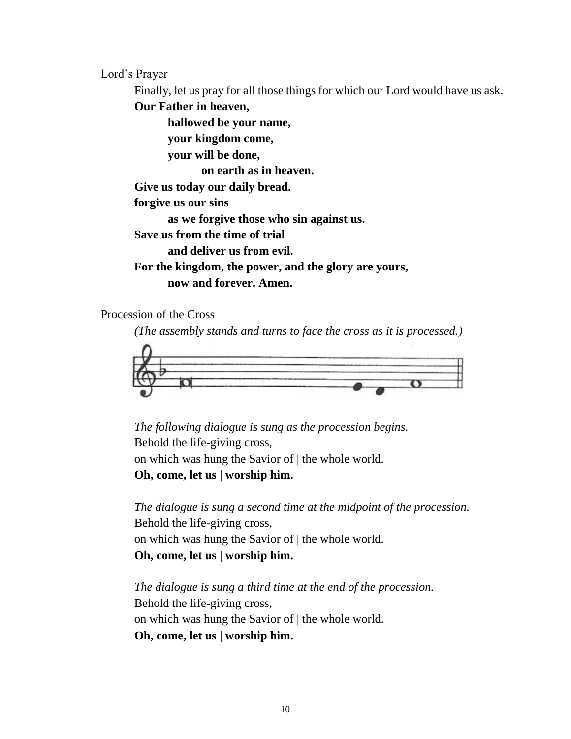Lord's Prayer

Finally, let us pray for all those things for which our Lord would have us ask.

**Our Father in heaven,**
**hallowed be your name,**
**your kingdom come,**
**your will be done,**
**on earth as in heaven.**
**Give us today our daily bread.**
**forgive us our sins**
**as we forgive those who sin against us.**
**Save us from the time of trial**
**and deliver us from evil.**
**For the kingdom, the power, and the glory are yours,**
**now and forever. Amen.**

Procession of the Cross

*(The assembly stands and turns to face the cross as it is processed.)*

*The following dialogue is sung as the procession begins.*

Behold the life-giving cross,
on which was hung the Savior of | the whole world.
**Oh, come, let us | worship him.**

*The dialogue is sung a second time at the midpoint of the procession.*

Behold the life-giving cross,
on which was hung the Savior of | the whole world.
**Oh, come, let us | worship him.**

*The dialogue is sung a third time at the end of the procession.*

Behold the life-giving cross,
on which was hung the Savior of | the whole world.
**Oh, come, let us | worship him.**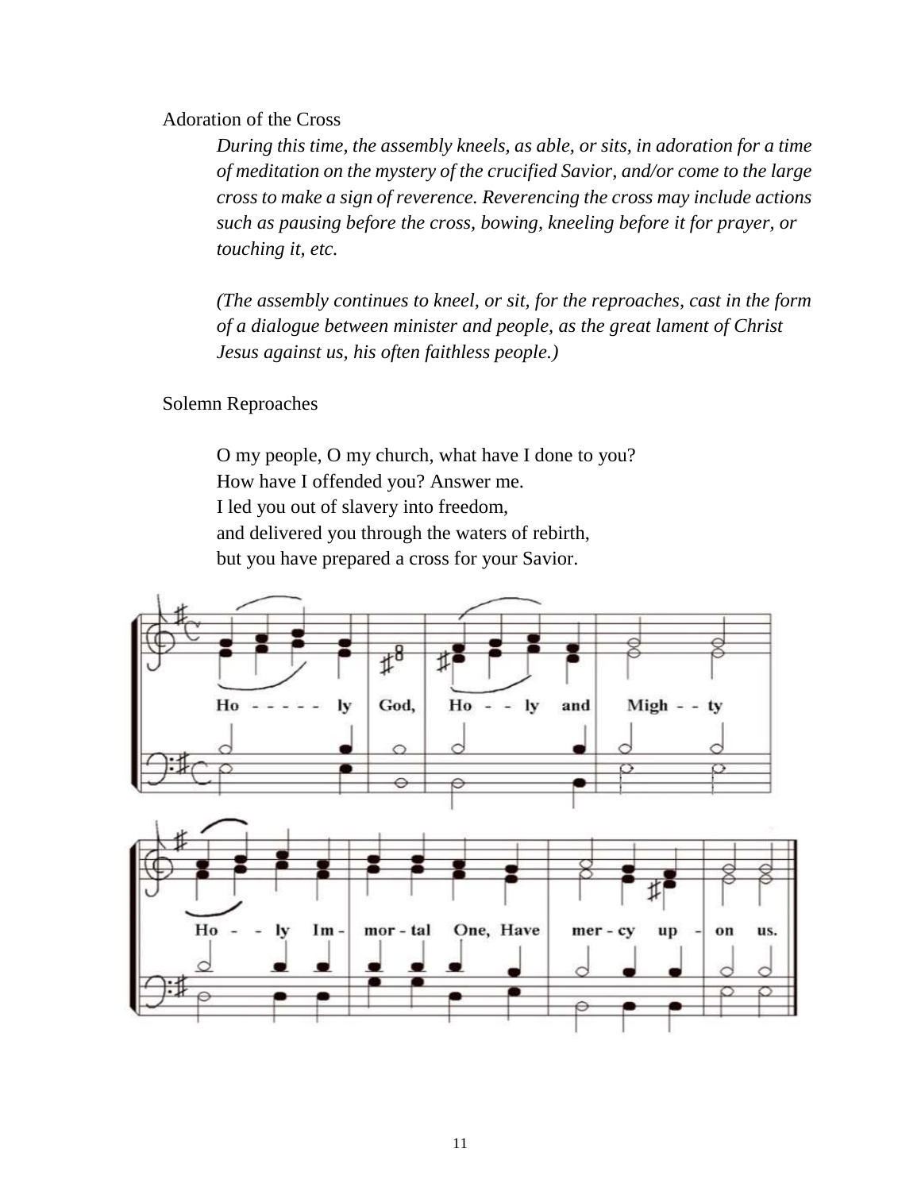Adoration of the Cross

*During this time, the assembly kneels, as able, or sits, in adoration for a time of meditation on the mystery of the crucified Savior, and/or come to the large cross to make a sign of reverence. Reverencing the cross may include actions such as pausing before the cross, bowing, kneeling before it for prayer, or touching it, etc.*

*(The assembly continues to kneel, or sit, for the reproaches, cast in the form of a dialogue between minister and people, as the great lament of Christ Jesus against us, his often faithless people.)*

Solemn Reproaches

O my people, O my church, what have I done to you?
How have I offended you? Answer me.
I led you out of slavery into freedom,
and delivered you through the waters of rebirth,
but you have prepared a cross for your Savior.

Ho - - - - - ly God, Ho - - ly and Migh - - ty
Ho - - ly Im - mor - tal One, Have mer - cy up - on us.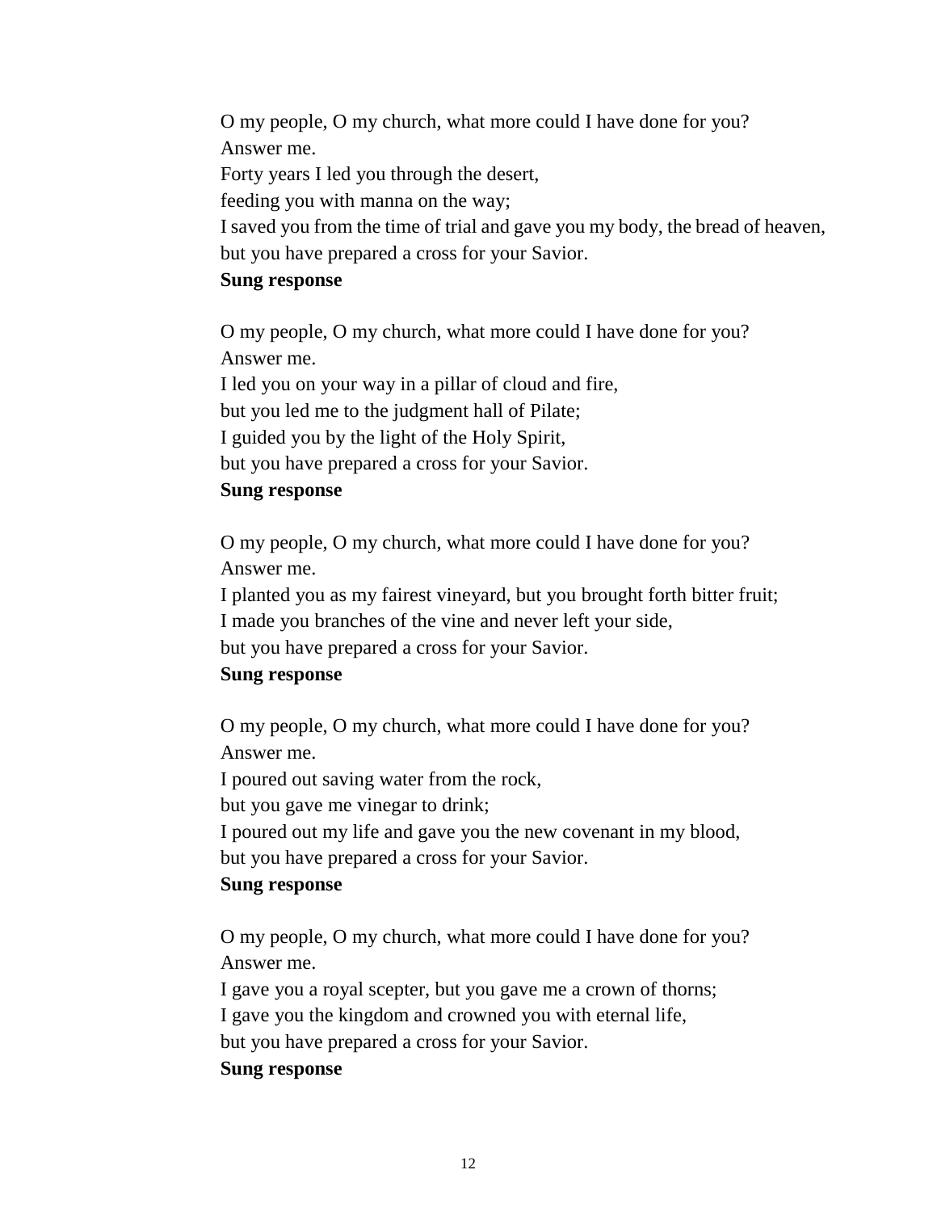O my people, O my church, what more could I have done for you?
Answer me.
Forty years I led you through the desert,
feeding you with manna on the way;
I saved you from the time of trial and gave you my body, the bread of heaven,
but you have prepared a cross for your Savior.
**Sung response**

O my people, O my church, what more could I have done for you?
Answer me.
I led you on your way in a pillar of cloud and fire,
but you led me to the judgment hall of Pilate;
I guided you by the light of the Holy Spirit,
but you have prepared a cross for your Savior.
**Sung response**

O my people, O my church, what more could I have done for you?
Answer me.
I planted you as my fairest vineyard, but you brought forth bitter fruit;
I made you branches of the vine and never left your side,
but you have prepared a cross for your Savior.
**Sung response**

O my people, O my church, what more could I have done for you?
Answer me.
I poured out saving water from the rock,
but you gave me vinegar to drink;
I poured out my life and gave you the new covenant in my blood,
but you have prepared a cross for your Savior.
**Sung response**

O my people, O my church, what more could I have done for you?
Answer me.
I gave you a royal scepter, but you gave me a crown of thorns;
I gave you the kingdom and crowned you with eternal life,
but you have prepared a cross for your Savior.
**Sung response**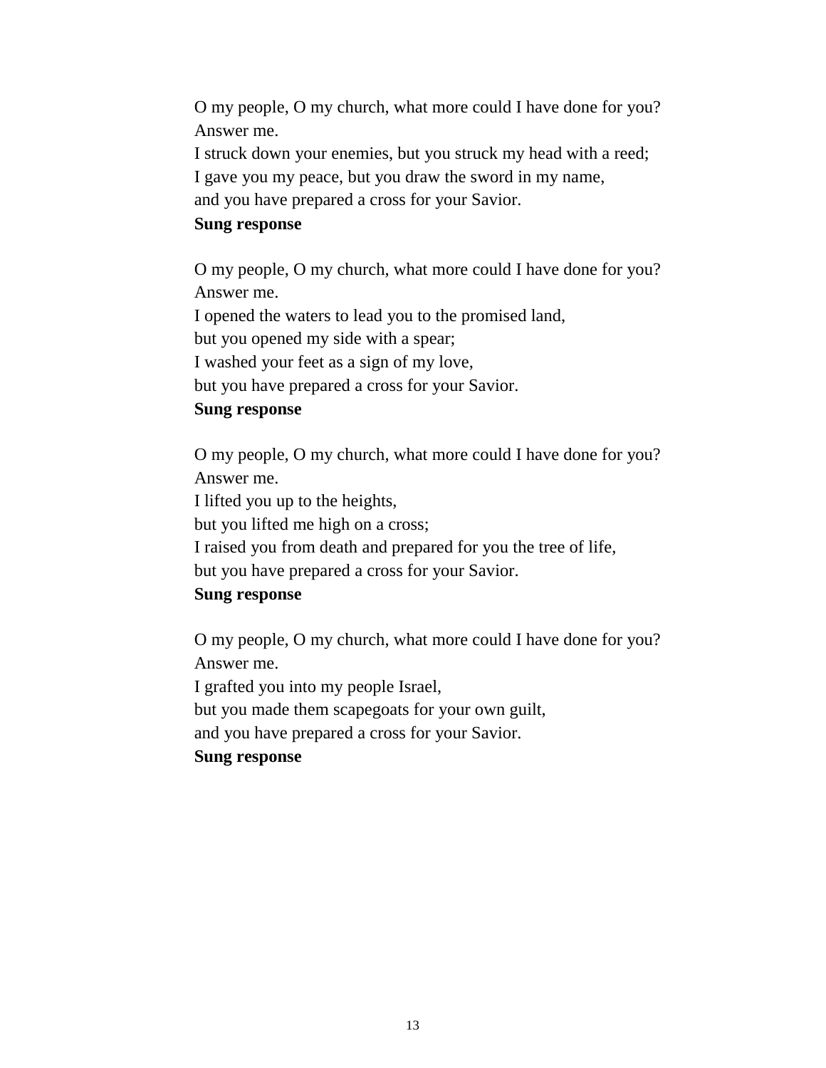O my people, O my church, what more could I have done for you?  
Answer me.  
I struck down your enemies, but you struck my head with a reed;  
I gave you my peace, but you draw the sword in my name,  
and you have prepared a cross for your Savior.  
**Sung response**

O my people, O my church, what more could I have done for you?  
Answer me.  
I opened the waters to lead you to the promised land,  
but you opened my side with a spear;  
I washed your feet as a sign of my love,  
but you have prepared a cross for your Savior.  
**Sung response**

O my people, O my church, what more could I have done for you?  
Answer me.  
I lifted you up to the heights,  
but you lifted me high on a cross;  
I raised you from death and prepared for you the tree of life,  
but you have prepared a cross for your Savior.  
**Sung response**

O my people, O my church, what more could I have done for you?  
Answer me.  
I grafted you into my people Israel,  
but you made them scapegoats for your own guilt,  
and you have prepared a cross for your Savior.  
**Sung response**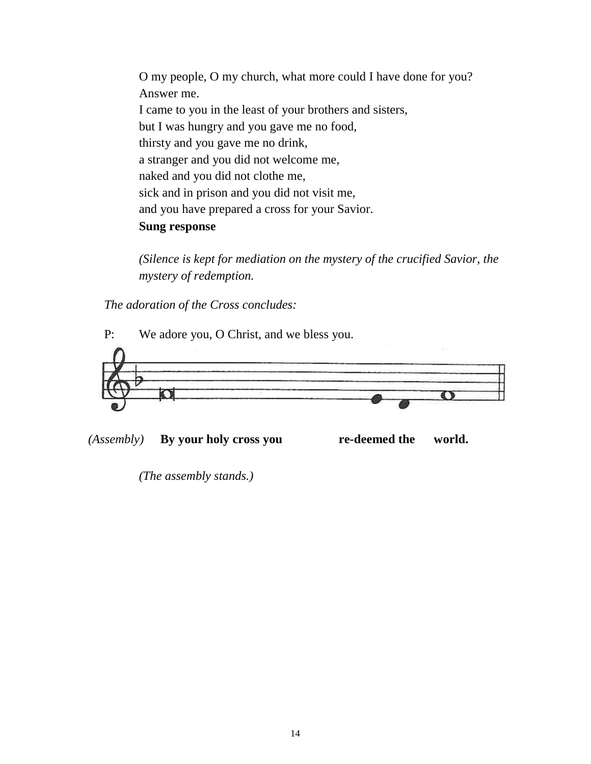O my people, O my church, what more could I have done for you?
Answer me.
I came to you in the least of your brothers and sisters,
but I was hungry and you gave me no food,
thirsty and you gave me no drink,
a stranger and you did not welcome me,
naked and you did not clothe me,
sick and in prison and you did not visit me,
and you have prepared a cross for your Savior.
**Sung response**

*(Silence is kept for mediation on the mystery of the crucified Savior, the mystery of redemption.*

*The adoration of the Cross concludes:*

P: We adore you, O Christ, and we bless you.

*(Assembly)* **By your holy cross you re-deemed the world.**

*(The assembly stands.)*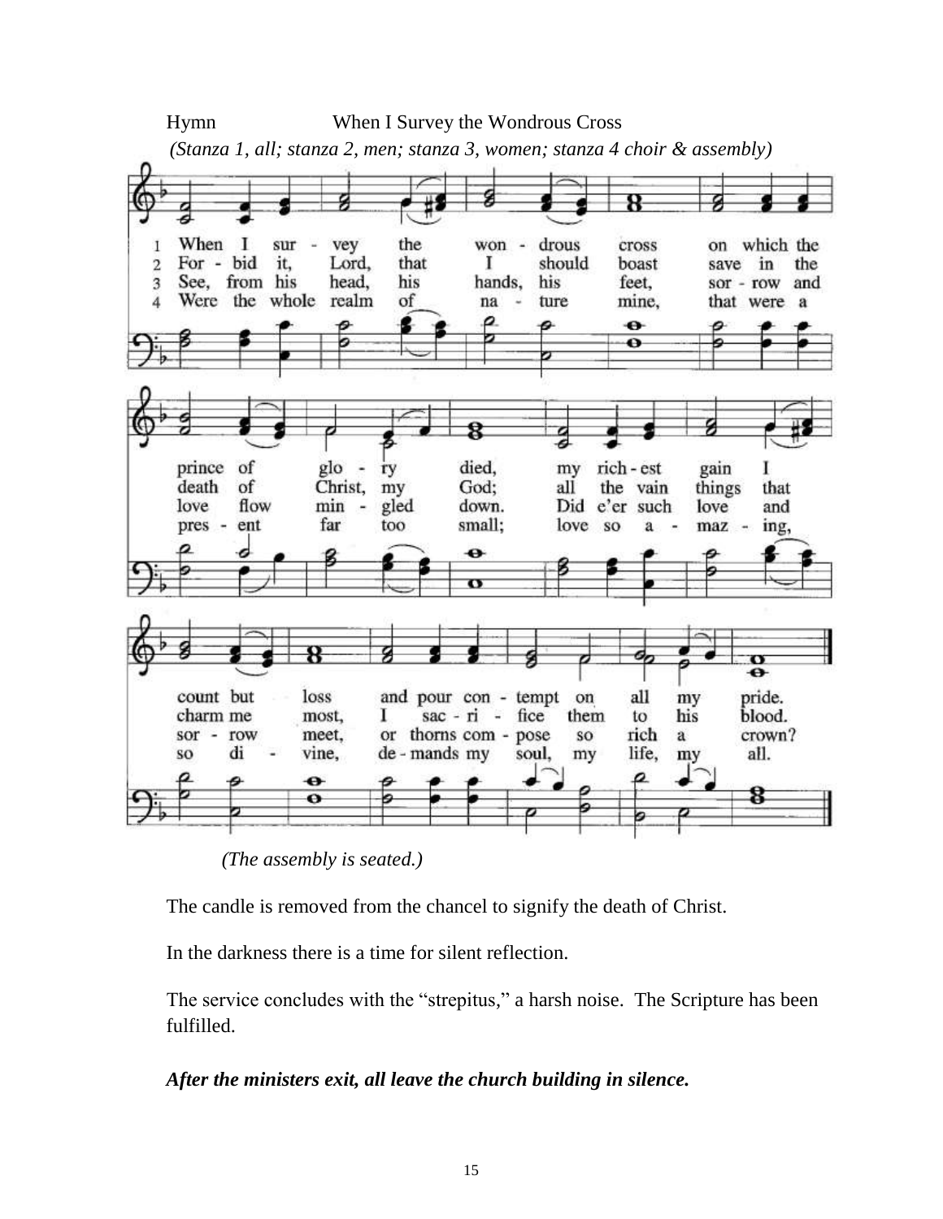Hymn When I Survey the Wondrous Cross

*(Stanza 1, all; stanza 2, men; stanza 3, women; stanza 4 choir & assembly)*

1 When I survey the wondrous cross on which the prince of glory died, my richest gain I count but loss and pour contempt on all my pride.

2 Forbid it, Lord, that I should boast save in the death of Christ, my God; all the vain things that charm me most, I sacrifice them to his blood.

3 See, from his head, his hands, his feet, sorrow and love flow mingled down. Did e'er such love and sorrow meet, or thorns compose so rich a crown?

4 Were the whole realm of nature mine, that were a present far too small; love so amazing, so divine, demands my soul, my life, my all.

*(The assembly is seated.)*

The candle is removed from the chancel to signify the death of Christ.

In the darkness there is a time for silent reflection.

The service concludes with the "strepitus," a harsh noise. The Scripture has been fulfilled.

***After the ministers exit, all leave the church building in silence.***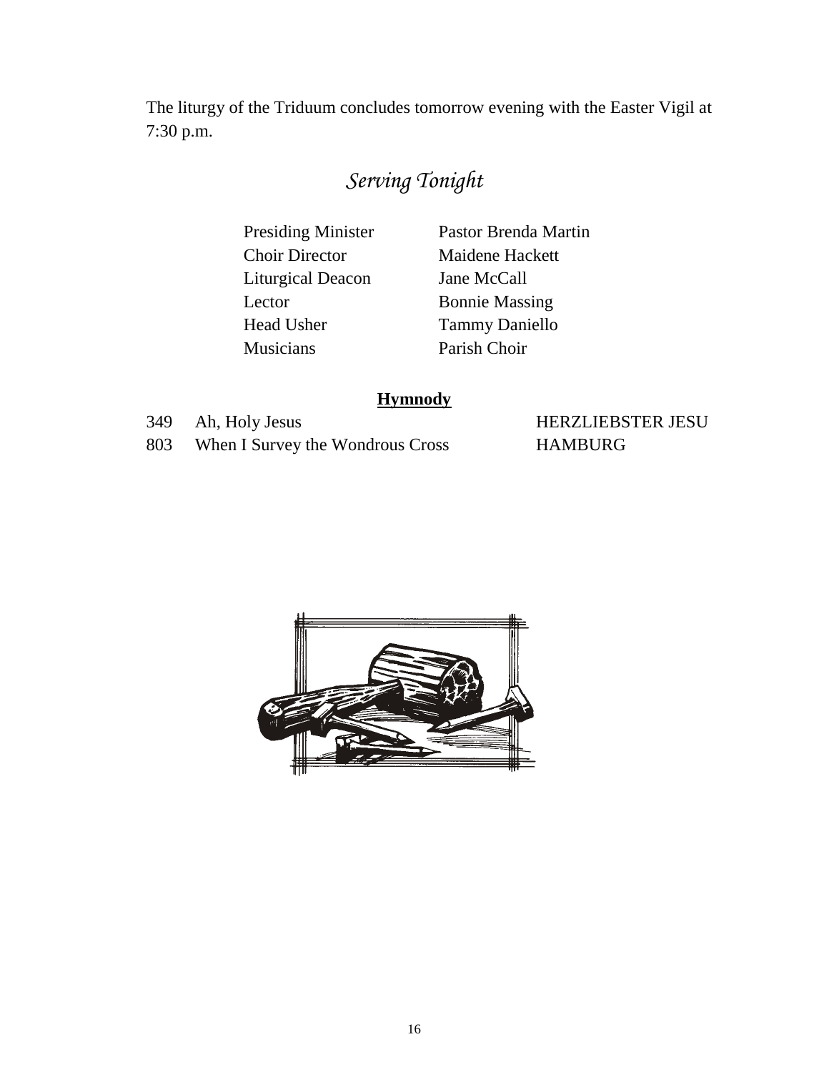The liturgy of the Triduum concludes tomorrow evening with the Easter Vigil at 7:30 p.m.

## *Serving Tonight*

| | |
|---|---|
| Presiding Minister | Pastor Brenda Martin |
| Choir Director | Maidene Hackett |
| Liturgical Deacon | Jane McCall |
| Lector | Bonnie Massing |
| Head Usher | Tammy Daniello |
| Musicians | Parish Choir |

**Hymnody**

| | | |
|---|---|---|
| 349 | Ah, Holy Jesus | HERZLIEBSTER JESU |
| 803 | When I Survey the Wondrous Cross | HAMBURG |